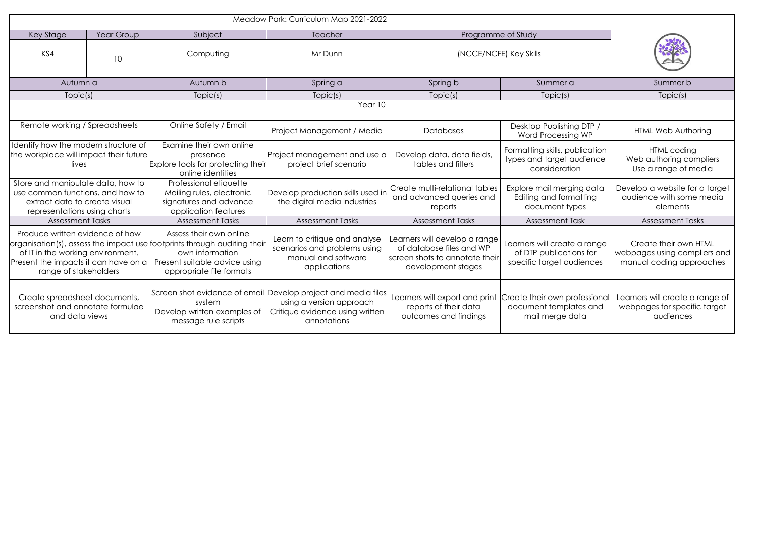| Meadow Park: Curriculum Map 2021-2022 | | | | | | |
|---|---|---|---|---|---|---|
| Key Stage | Year Group | Subject | Teacher | Programme of Study | | |
| KS4 | 10 | Computing | Mr Dunn | (NCCE/NCFE) Key Skills | | |
| Autumn a | | Autumn b | Spring a | Spring b | Summer a | Summer b |
| Topic(s) | | Topic(s) | Topic(s) | Topic(s) | Topic(s) | Topic(s) |
| Year 10 | | | | | | |
| Remote working / Spreadsheets | | Online Safety / Email | Project Management / Media | Databases | Desktop Publishing DTP / Word Processing WP | HTML Web Authoring |
| Identify how the modern structure of the workplace will impact their future lives | | Examine their own online presence<br>Explore tools for protecting their online identities | Project management and use a project brief scenario | Develop data, data fields, tables and filters | Formatting skills, publication types and target audience consideration | HTML coding<br>Web authoring compliers<br>Use a range of media |
| Store and manipulate data, how to use common functions, and how to extract data to create visual representations using charts | | Professional etiquette<br>Mailing rules, electronic signatures and advance application features | Develop production skills used in the digital media industries | Create multi-relational tables and advanced queries and reports | Explore mail merging data<br>Editing and formatting document types | Develop a website for a target audience with some media elements |
| Assessment Tasks | | Assessment Tasks | Assessment Tasks | Assessment Tasks | Assessment Task | Assessment Tasks |
| Produce written evidence of how organisation(s), assess the impact use of IT in the working environment. Present the impacts it can have on a range of stakeholders | | Assess their own online footprints through auditing their own information<br>Present suitable advice using appropriate file formats | Learn to critique and analyse scenarios and problems using manual and software applications | Learners will develop a range of database files and WP screen shots to annotate their development stages | Learners will create a range of DTP publications for specific target audiences | Create their own HTML webpages using compliers and manual coding approaches |
| Create spreadsheet documents, screenshot and annotate formulae and data views | | Screen shot evidence of email system<br>Develop written examples of message rule scripts | Develop project and media files using a version approach<br>Critique evidence using written annotations | Learners will export and print reports of their data outcomes and findings | Create their own professional document templates and mail merge data | Learners will create a range of webpages for specific target audiences |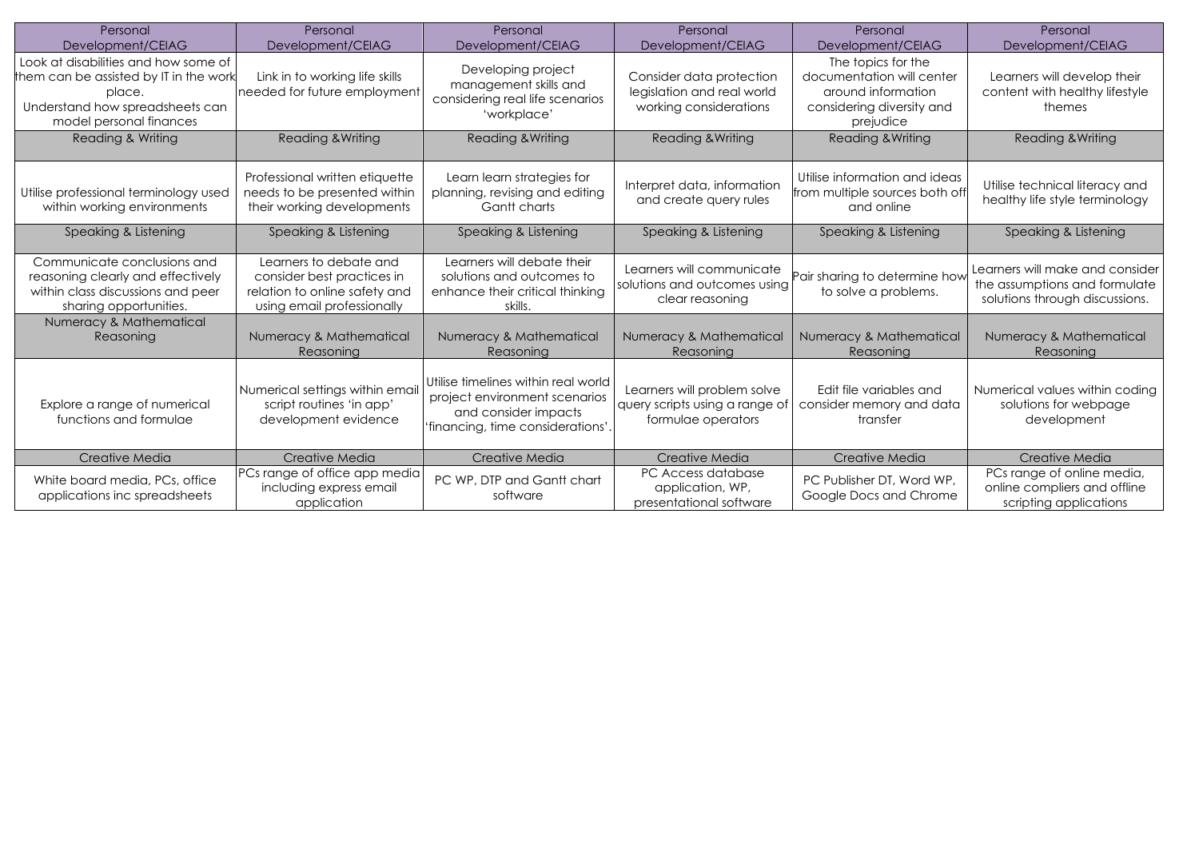| Personal Development/CEIAG | Personal Development/CEIAG | Personal Development/CEIAG | Personal Development/CEIAG | Personal Development/CEIAG | Personal Development/CEIAG |
|---|---|---|---|---|---|
| Look at disabilities and how some of them can be assisted by IT in the work place. Understand how spreadsheets can model personal finances | Link in to working life skills needed for future employment | Developing project management skills and considering real life scenarios 'workplace' | Consider data protection legislation and real world working considerations | The topics for the documentation will center around information considering diversity and prejudice | Learners will develop their content with healthy lifestyle themes |
| Reading & Writing | Reading &Writing | Reading &Writing | Reading &Writing | Reading &Writing | Reading &Writing |
| Utilise professional terminology used within working environments | Professional written etiquette needs to be presented within their working developments | Learn learn strategies for planning, revising and editing Gantt charts | Interpret data, information and create query rules | Utilise information and ideas from multiple sources both off and online | Utilise technical literacy and healthy life style terminology |
| Speaking & Listening | Speaking & Listening | Speaking & Listening | Speaking & Listening | Speaking & Listening | Speaking & Listening |
| Communicate conclusions and reasoning clearly and effectively within class discussions and peer sharing opportunities. | Learners to debate and consider best practices in relation to online safety and using email professionally | Learners will debate their solutions and outcomes to enhance their critical thinking skills. | Learners will communicate solutions and outcomes using clear reasoning | Pair sharing to determine how to solve a problems. | Learners will make and consider the assumptions and formulate solutions through discussions. |
| Numeracy & Mathematical Reasoning | Numeracy & Mathematical Reasoning | Numeracy & Mathematical Reasoning | Numeracy & Mathematical Reasoning | Numeracy & Mathematical Reasoning | Numeracy & Mathematical Reasoning |
| Explore a range of numerical functions and formulae | Numerical settings within email script routines 'in app' development evidence | Utilise timelines within real world project environment scenarios and consider impacts 'financing, time considerations'. | Learners will problem solve query scripts using a range of formulae operators | Edit file variables and consider memory and data transfer | Numerical values within coding solutions for webpage development |
| Creative Media | Creative Media | Creative Media | Creative Media | Creative Media | Creative Media |
| White board media, PCs, office applications inc spreadsheets | PCs range of office app media including express email application | PC WP, DTP and Gantt chart software | PC Access database application, WP, presentational software | PC Publisher DT, Word WP, Google Docs and Chrome | PCs range of online media, online compliers and offline scripting applications |